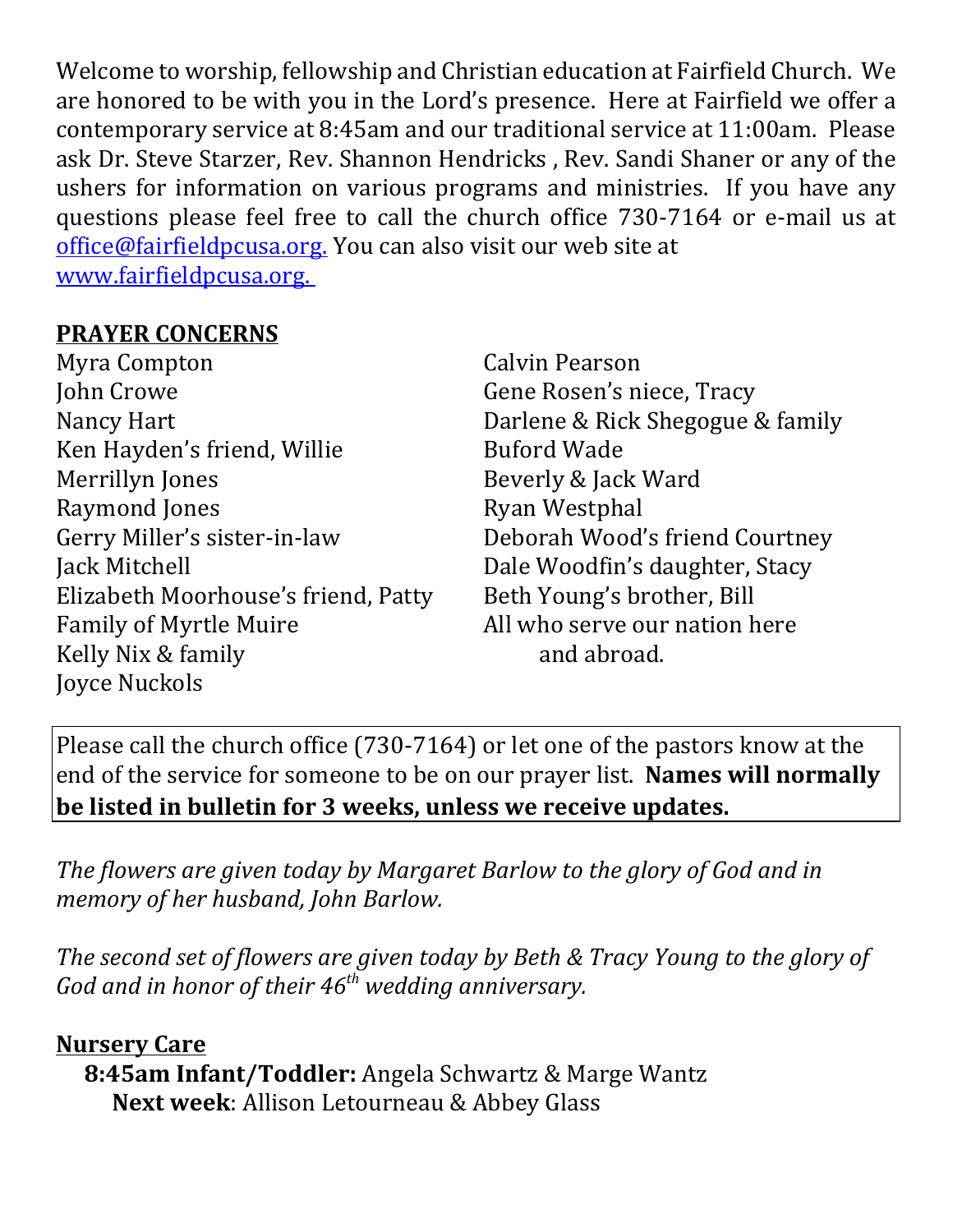Welcome to worship, fellowship and Christian education at Fairfield Church. We are honored to be with you in the Lord's presence. Here at Fairfield we offer a contemporary service at 8:45am and our traditional service at 11:00am. Please ask Dr. Steve Starzer, Rev. Shannon Hendricks , Rev. Sandi Shaner or any of the ushers for information on various programs and ministries. If you have any questions please feel free to call the church office 730-7164 or e-mail us at [office@fairfieldpcusa.org.](mailto:office@fairfieldpcusa.org) You can also visit our web site at [www.fairfieldpcusa.org.](http://www.fairfieldpcusa.org)

**PRAYER CONCERNS**

Myra Compton
John Crowe
Nancy Hart
Ken Hayden's friend, Willie
Merrillyn Jones
Raymond Jones
Gerry Miller's sister-in-law
Jack Mitchell
Elizabeth Moorhouse's friend, Patty
Family of Myrtle Muire
Kelly Nix & family
Joyce Nuckols
Calvin Pearson
Gene Rosen's niece, Tracy
Darlene & Rick Shegogue & family
Buford Wade
Beverly & Jack Ward
Ryan Westphal
Deborah Wood's friend Courtney
Dale Woodfin's daughter, Stacy
Beth Young's brother, Bill
All who serve our nation here and abroad.

Please call the church office (730-7164) or let one of the pastors know at the end of the service for someone to be on our prayer list. **Names will normally be listed in bulletin for 3 weeks, unless we receive updates.**

*The flowers are given today by Margaret Barlow to the glory of God and in memory of her husband, John Barlow.*

*The second set of flowers are given today by Beth & Tracy Young to the glory of God and in honor of their 46th wedding anniversary.*

**Nursery Care**

**8:45am Infant/Toddler:** Angela Schwartz & Marge Wantz
**Next week**: Allison Letourneau & Abbey Glass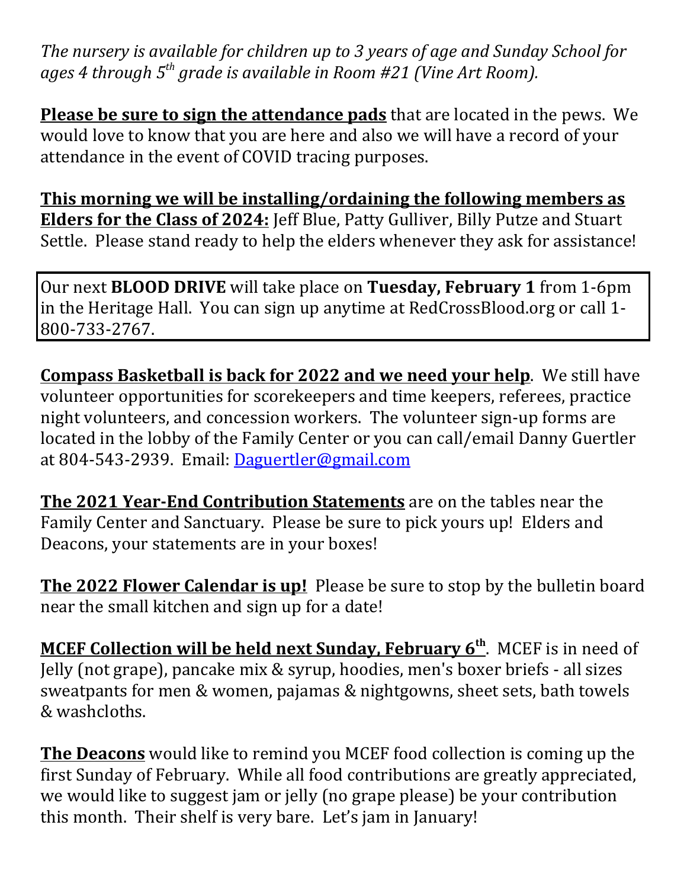*The nursery is available for children up to 3 years of age and Sunday School for ages 4 through 5th grade is available in Room #21 (Vine Art Room).*

**Please be sure to sign the attendance pads** that are located in the pews. We would love to know that you are here and also we will have a record of your attendance in the event of COVID tracing purposes.

**This morning we will be installing/ordaining the following members as Elders for the Class of 2024:** Jeff Blue, Patty Gulliver, Billy Putze and Stuart Settle. Please stand ready to help the elders whenever they ask for assistance!

Our next **BLOOD DRIVE** will take place on **Tuesday, February 1** from 1-6pm in the Heritage Hall. You can sign up anytime at RedCrossBlood.org or call 1-800-733-2767.

**Compass Basketball is back for 2022 and we need your help**. We still have volunteer opportunities for scorekeepers and time keepers, referees, practice night volunteers, and concession workers. The volunteer sign-up forms are located in the lobby of the Family Center or you can call/email Danny Guertler at 804-543-2939. Email: Daguertler@gmail.com

**The 2021 Year-End Contribution Statements** are on the tables near the Family Center and Sanctuary. Please be sure to pick yours up! Elders and Deacons, your statements are in your boxes!

**The 2022 Flower Calendar is up!** Please be sure to stop by the bulletin board near the small kitchen and sign up for a date!

**MCEF Collection will be held next Sunday, February 6th**. MCEF is in need of Jelly (not grape), pancake mix & syrup, hoodies, men's boxer briefs - all sizes sweatpants for men & women, pajamas & nightgowns, sheet sets, bath towels & washcloths.

**The Deacons** would like to remind you MCEF food collection is coming up the first Sunday of February. While all food contributions are greatly appreciated, we would like to suggest jam or jelly (no grape please) be your contribution this month. Their shelf is very bare. Let's jam in January!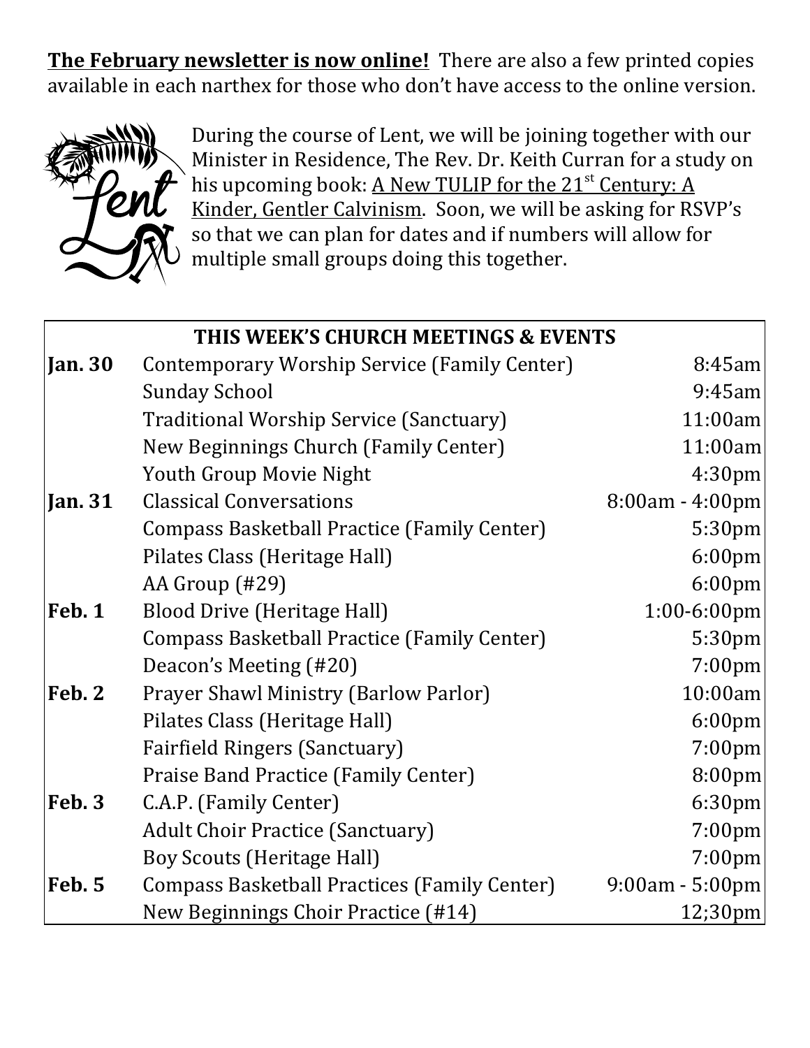**<u>The February newsletter is now online!</u>** There are also a few printed copies available in each narthex for those who don't have access to the online version.

During the course of Lent, we will be joining together with our Minister in Residence, The Rev. Dr. Keith Curran for a study on his upcoming book: <u>A New TULIP for the 21st Century: A Kinder, Gentler Calvinism</u>. Soon, we will be asking for RSVP's so that we can plan for dates and if numbers will allow for multiple small groups doing this together.

| THIS WEEK'S CHURCH MEETINGS & EVENTS | | |
|---|---|---|
| **Jan. 30** | Contemporary Worship Service (Family Center) | 8:45am |
| | Sunday School | 9:45am |
| | Traditional Worship Service (Sanctuary) | 11:00am |
| | New Beginnings Church (Family Center) | 11:00am |
| | Youth Group Movie Night | 4:30pm |
| **Jan. 31** | Classical Conversations | 8:00am - 4:00pm |
| | Compass Basketball Practice (Family Center) | 5:30pm |
| | Pilates Class (Heritage Hall) | 6:00pm |
| | AA Group (#29) | 6:00pm |
| **Feb. 1** | Blood Drive (Heritage Hall) | 1:00-6:00pm |
| | Compass Basketball Practice (Family Center) | 5:30pm |
| | Deacon's Meeting (#20) | 7:00pm |
| **Feb. 2** | Prayer Shawl Ministry (Barlow Parlor) | 10:00am |
| | Pilates Class (Heritage Hall) | 6:00pm |
| | Fairfield Ringers (Sanctuary) | 7:00pm |
| | Praise Band Practice (Family Center) | 8:00pm |
| **Feb. 3** | C.A.P. (Family Center) | 6:30pm |
| | Adult Choir Practice (Sanctuary) | 7:00pm |
| | Boy Scouts (Heritage Hall) | 7:00pm |
| **Feb. 5** | Compass Basketball Practices (Family Center) | 9:00am - 5:00pm |
| | New Beginnings Choir Practice (#14) | 12;30pm |